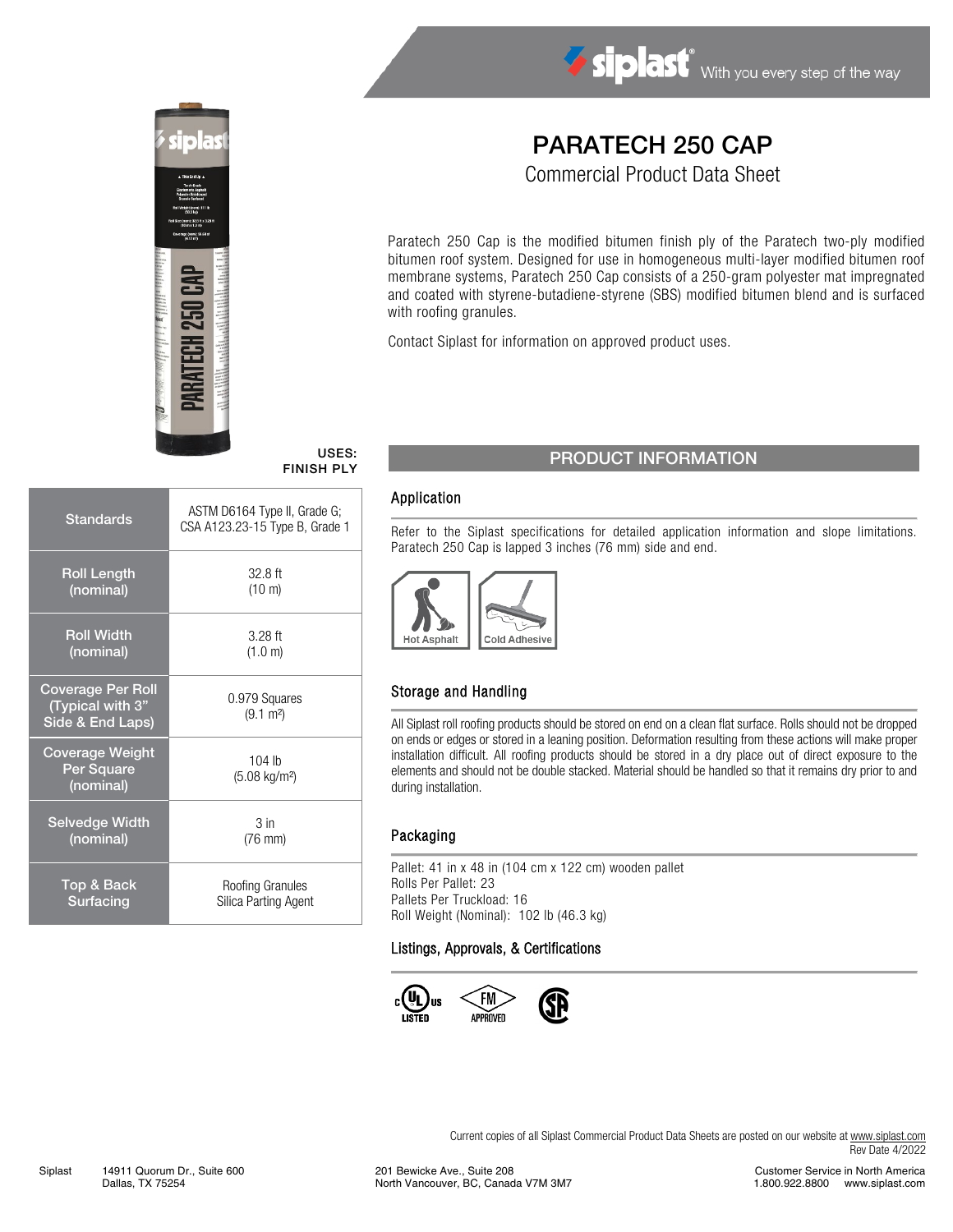# PARATECH 250 CAP

## Commercial Product Data Sheet

Paratech 250 Cap is the modified bitumen finish ply of the Paratech two-ply modified bitumen roof system. Designed for use in homogeneous multi-layer modified bitumen roof membrane systems, Paratech 250 Cap consists of a 250-gram polyester mat impregnated and coated with styrene-butadiene-styrene (SBS) modified bitumen blend and is surfaced with roofing granules.

Contact Siplast for information on approved product uses.

**USES: FINISH PLY**

| | |
|---|---|
| Standards | ASTM D6164 Type II, Grade G; CSA A123.23-15 Type B, Grade 1 |
| Roll Length (nominal) | 32.8 ft (10 m) |
| Roll Width (nominal) | 3.28 ft (1.0 m) |
| Coverage Per Roll (Typical with 3" Side & End Laps) | 0.979 Squares (9.1 m²) |
| Coverage Weight Per Square (nominal) | 104 lb (5.08 kg/m²) |
| Selvedge Width (nominal) | 3 in (76 mm) |
| Top & Back Surfacing | Roofing Granules Silica Parting Agent |

## PRODUCT INFORMATION

### Application

Refer to the Siplast specifications for detailed application information and slope limitations. Paratech 250 Cap is lapped 3 inches (76 mm) side and end.

Hot Asphalt | Cold Adhesive

### Storage and Handling

All Siplast roll roofing products should be stored on end on a clean flat surface. Rolls should not be dropped on ends or edges or stored in a leaning position. Deformation resulting from these actions will make proper installation difficult. All roofing products should be stored in a dry place out of direct exposure to the elements and should not be double stacked. Material should be handled so that it remains dry prior to and during installation.

### Packaging

Pallet: 41 in x 48 in (104 cm x 122 cm) wooden pallet
Rolls Per Pallet: 23
Pallets Per Truckload: 16
Roll Weight (Nominal): 102 lb (46.3 kg)

### Listings, Approvals, & Certifications

c UL us LISTED | FM APPROVED | CSA

Current copies of all Siplast Commercial Product Data Sheets are posted on our website at www.siplast.com
Rev Date 4/2022

Siplast 14911 Quorum Dr., Suite 600 Dallas, TX 75254 | 201 Bewicke Ave., Suite 208 North Vancouver, BC, Canada V7M 3M7 | Customer Service in North America 1.800.922.8800 www.siplast.com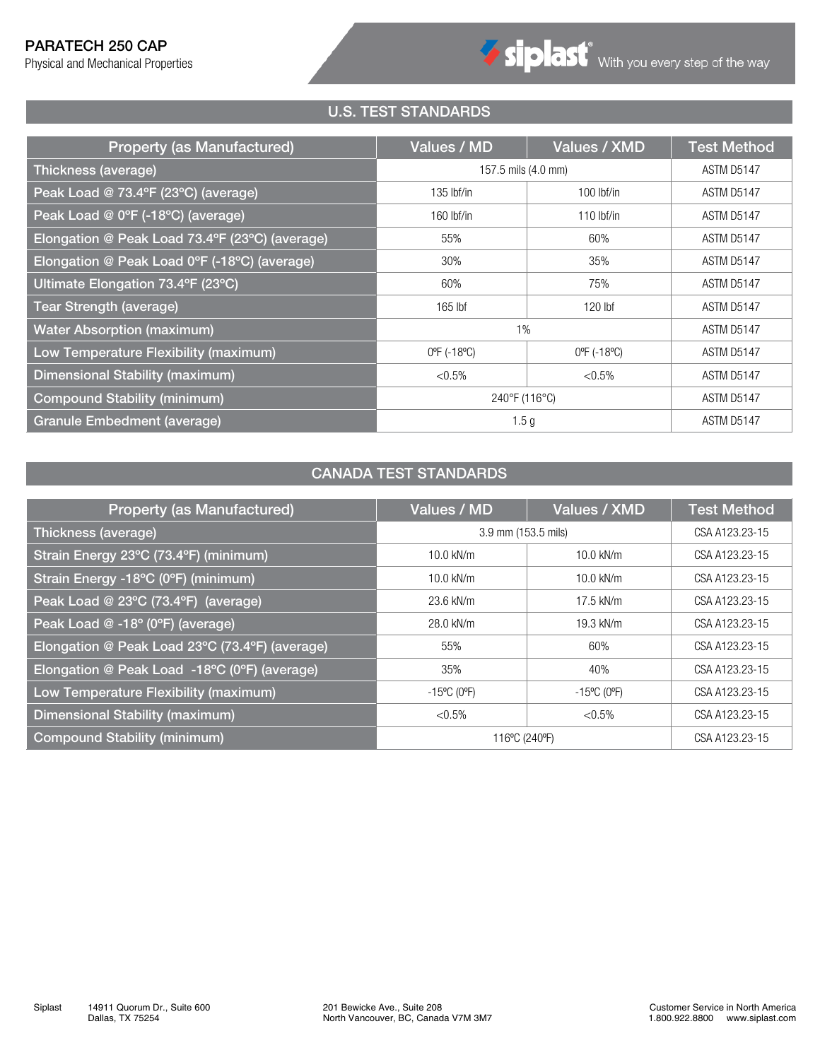# PARATECH 250 CAP

Physical and Mechanical Properties

## U.S. TEST STANDARDS

| Property (as Manufactured) | Values / MD | Values / XMD | Test Method |
|---|---|---|---|
| Thickness (average) | 157.5 mils (4.0 mm) | | ASTM D5147 |
| Peak Load @ 73.4ºF (23ºC) (average) | 135 lbf/in | 100 lbf/in | ASTM D5147 |
| Peak Load @ 0ºF (-18ºC) (average) | 160 lbf/in | 110 lbf/in | ASTM D5147 |
| Elongation @ Peak Load 73.4ºF (23ºC) (average) | 55% | 60% | ASTM D5147 |
| Elongation @ Peak Load 0ºF (-18ºC) (average) | 30% | 35% | ASTM D5147 |
| Ultimate Elongation 73.4ºF (23ºC) | 60% | 75% | ASTM D5147 |
| Tear Strength (average) | 165 lbf | 120 lbf | ASTM D5147 |
| Water Absorption (maximum) | 1% | | ASTM D5147 |
| Low Temperature Flexibility (maximum) | 0ºF (-18ºC) | 0ºF (-18ºC) | ASTM D5147 |
| Dimensional Stability (maximum) | <0.5% | <0.5% | ASTM D5147 |
| Compound Stability (minimum) | 240°F (116°C) | | ASTM D5147 |
| Granule Embedment (average) | 1.5 g | | ASTM D5147 |

## CANADA TEST STANDARDS

| Property (as Manufactured) | Values / MD | Values / XMD | Test Method |
|---|---|---|---|
| Thickness (average) | 3.9 mm (153.5 mils) | | CSA A123.23-15 |
| Strain Energy 23ºC (73.4ºF) (minimum) | 10.0 kN/m | 10.0 kN/m | CSA A123.23-15 |
| Strain Energy -18ºC (0ºF) (minimum) | 10.0 kN/m | 10.0 kN/m | CSA A123.23-15 |
| Peak Load @ 23ºC (73.4ºF) (average) | 23.6 kN/m | 17.5 kN/m | CSA A123.23-15 |
| Peak Load @ -18º (0ºF) (average) | 28.0 kN/m | 19.3 kN/m | CSA A123.23-15 |
| Elongation @ Peak Load 23ºC (73.4ºF) (average) | 55% | 60% | CSA A123.23-15 |
| Elongation @ Peak Load -18ºC (0ºF) (average) | 35% | 40% | CSA A123.23-15 |
| Low Temperature Flexibility (maximum) | -15ºC (0ºF) | -15ºC (0ºF) | CSA A123.23-15 |
| Dimensional Stability (maximum) | <0.5% | <0.5% | CSA A123.23-15 |
| Compound Stability (minimum) | 116ºC (240ºF) | | CSA A123.23-15 |

Siplast 14911 Quorum Dr., Suite 600
Dallas, TX 75254

201 Bewicke Ave., Suite 208
North Vancouver, BC, Canada V7M 3M7

Customer Service in North America
1.800.922.8800 www.siplast.com